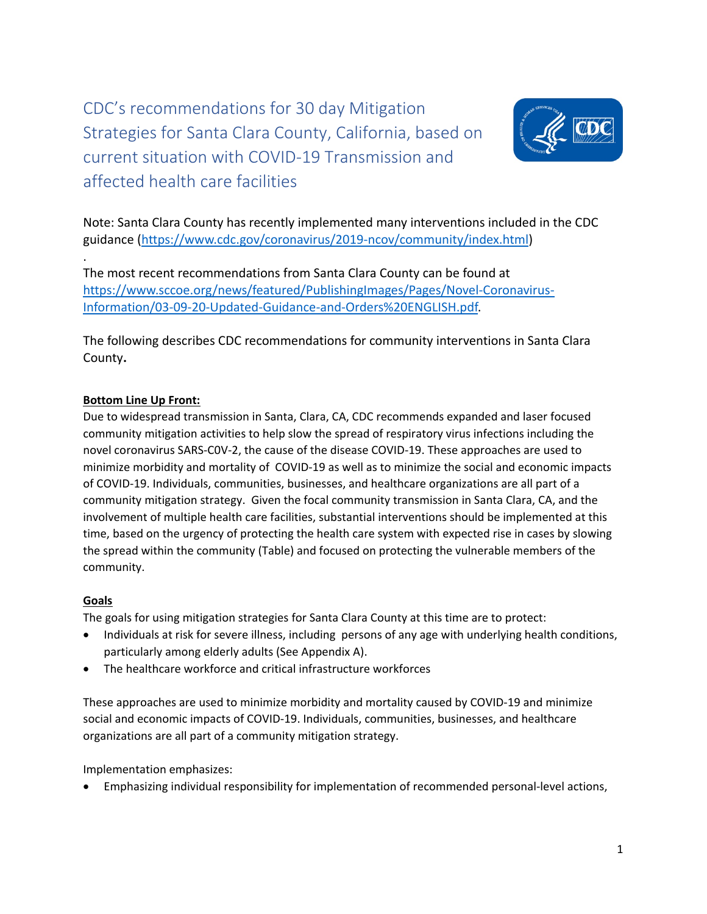# CDC's recommendations for 30 day Mitigation Strategies for Santa Clara County, California, based on current situation with COVID-19 Transmission and affected health care facilities

Note: Santa Clara County has recently implemented many interventions included in the CDC guidance (https://www.cdc.gov/coronavirus/2019-ncov/community/index.html)

.

The most recent recommendations from Santa Clara County can be found at https://www.sccoe.org/news/featured/PublishingImages/Pages/Novel-Coronavirus-Information/03-09-20-Updated-Guidance-and-Orders%20ENGLISH.pdf.

The following describes CDC recommendations for community interventions in Santa Clara County**.**

**Bottom Line Up Front:**

Due to widespread transmission in Santa, Clara, CA, CDC recommends expanded and laser focused community mitigation activities to help slow the spread of respiratory virus infections including the novel coronavirus SARS-C0V-2, the cause of the disease COVID-19. These approaches are used to minimize morbidity and mortality of COVID-19 as well as to minimize the social and economic impacts of COVID-19. Individuals, communities, businesses, and healthcare organizations are all part of a community mitigation strategy. Given the focal community transmission in Santa Clara, CA, and the involvement of multiple health care facilities, substantial interventions should be implemented at this time, based on the urgency of protecting the health care system with expected rise in cases by slowing the spread within the community (Table) and focused on protecting the vulnerable members of the community.

**Goals**

The goals for using mitigation strategies for Santa Clara County at this time are to protect:

- Individuals at risk for severe illness, including persons of any age with underlying health conditions, particularly among elderly adults (See Appendix A).
- The healthcare workforce and critical infrastructure workforces

These approaches are used to minimize morbidity and mortality caused by COVID-19 and minimize social and economic impacts of COVID-19. Individuals, communities, businesses, and healthcare organizations are all part of a community mitigation strategy.

Implementation emphasizes:

- Emphasizing individual responsibility for implementation of recommended personal-level actions,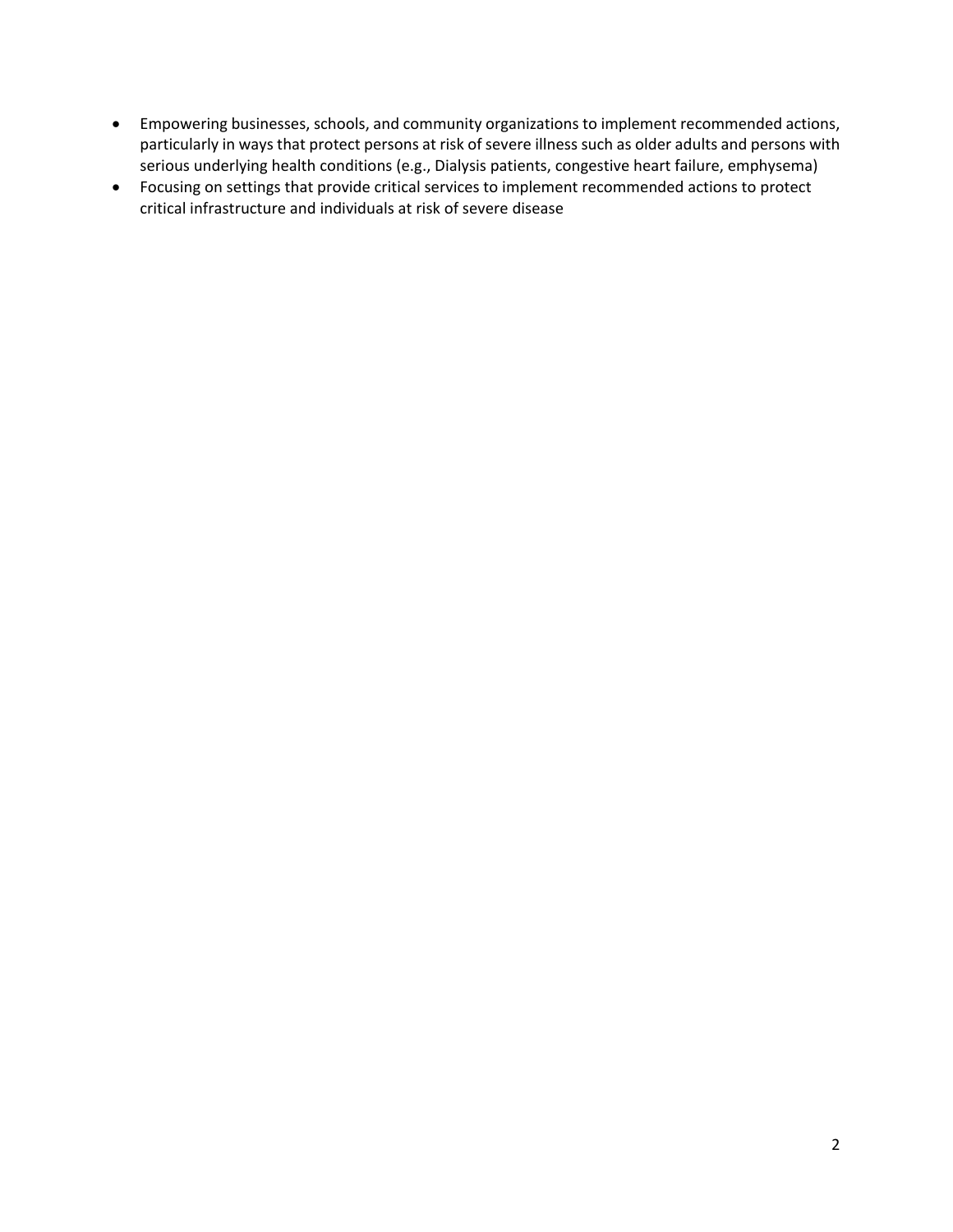- Empowering businesses, schools, and community organizations to implement recommended actions, particularly in ways that protect persons at risk of severe illness such as older adults and persons with serious underlying health conditions (e.g., Dialysis patients, congestive heart failure, emphysema)
- Focusing on settings that provide critical services to implement recommended actions to protect critical infrastructure and individuals at risk of severe disease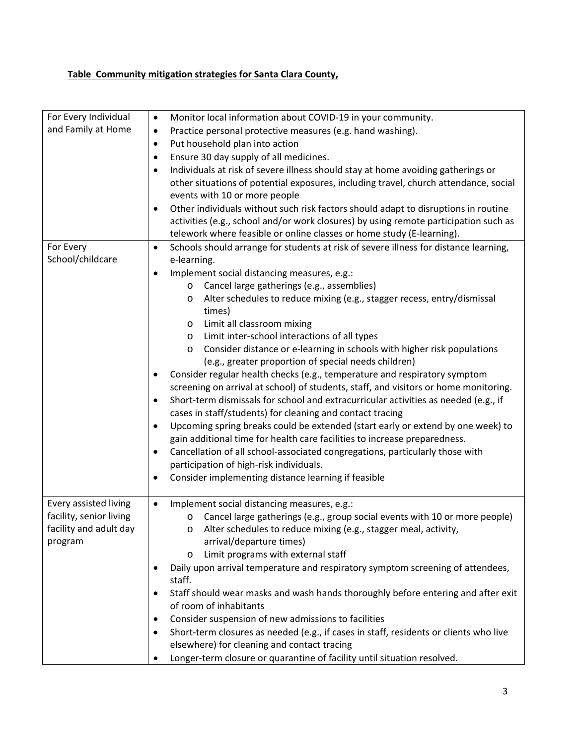**Table Community mitigation strategies for Santa Clara County,**

| | |
|---|---|
| For Every Individual and Family at Home | • Monitor local information about COVID-19 in your community.<br>• Practice personal protective measures (e.g. hand washing).<br>• Put household plan into action<br>• Ensure 30 day supply of all medicines.<br>• Individuals at risk of severe illness should stay at home avoiding gatherings or other situations of potential exposures, including travel, church attendance, social events with 10 or more people<br>• Other individuals without such risk factors should adapt to disruptions in routine activities (e.g., school and/or work closures) by using remote participation such as telework where feasible or online classes or home study (E-learning). |
| For Every School/childcare | • Schools should arrange for students at risk of severe illness for distance learning, e-learning.<br>• Implement social distancing measures, e.g.:<br>  o Cancel large gatherings (e.g., assemblies)<br>  o Alter schedules to reduce mixing (e.g., stagger recess, entry/dismissal times)<br>  o Limit all classroom mixing<br>  o Limit inter-school interactions of all types<br>  o Consider distance or e-learning in schools with higher risk populations (e.g., greater proportion of special needs children)<br>• Consider regular health checks (e.g., temperature and respiratory symptom screening on arrival at school) of students, staff, and visitors or home monitoring.<br>• Short-term dismissals for school and extracurricular activities as needed (e.g., if cases in staff/students) for cleaning and contact tracing<br>• Upcoming spring breaks could be extended (start early or extend by one week) to gain additional time for health care facilities to increase preparedness.<br>• Cancellation of all school-associated congregations, particularly those with participation of high-risk individuals.<br>• Consider implementing distance learning if feasible |
| Every assisted living facility, senior living facility and adult day program | • Implement social distancing measures, e.g.:<br>  o Cancel large gatherings (e.g., group social events with 10 or more people)<br>  o Alter schedules to reduce mixing (e.g., stagger meal, activity, arrival/departure times)<br>  o Limit programs with external staff<br>• Daily upon arrival temperature and respiratory symptom screening of attendees, staff.<br>• Staff should wear masks and wash hands thoroughly before entering and after exit of room of inhabitants<br>• Consider suspension of new admissions to facilities<br>• Short-term closures as needed (e.g., if cases in staff, residents or clients who live elsewhere) for cleaning and contact tracing<br>• Longer-term closure or quarantine of facility until situation resolved. |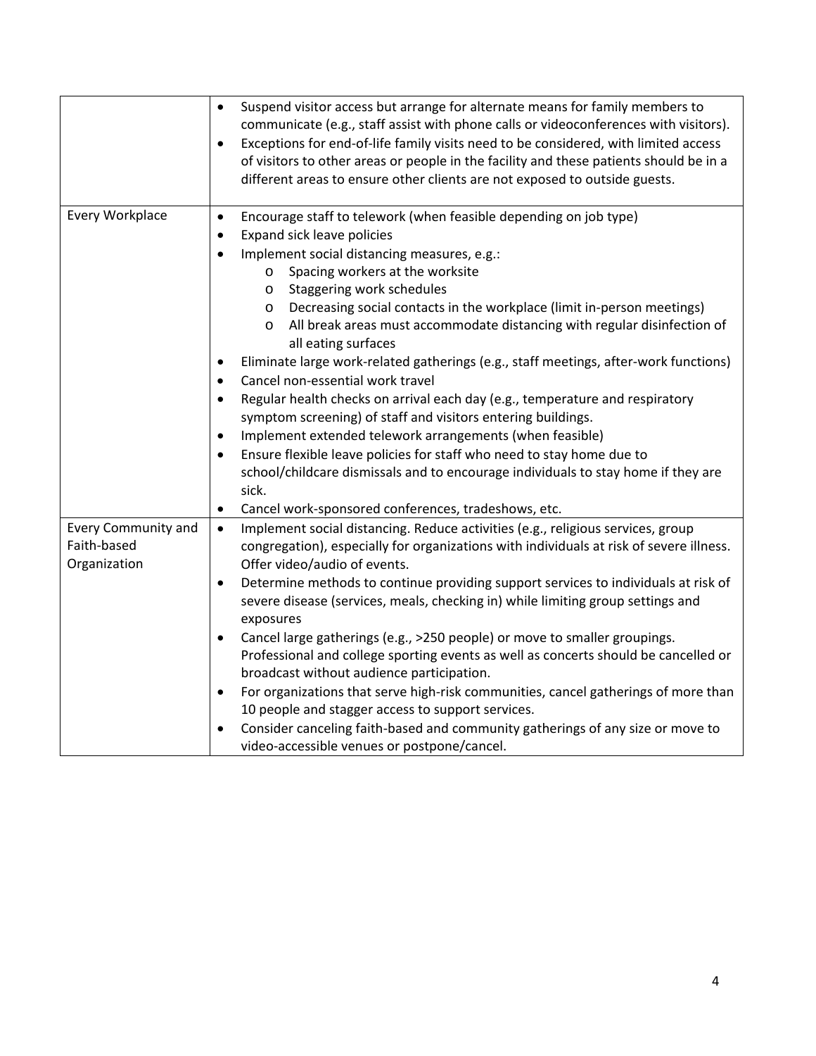| | |
|---|---|
| | • Suspend visitor access but arrange for alternate means for family members to communicate (e.g., staff assist with phone calls or videoconferences with visitors).<br>• Exceptions for end-of-life family visits need to be considered, with limited access of visitors to other areas or people in the facility and these patients should be in a different areas to ensure other clients are not exposed to outside guests. |
| Every Workplace | • Encourage staff to telework (when feasible depending on job type)<br>• Expand sick leave policies<br>• Implement social distancing measures, e.g.:<br>&nbsp;&nbsp;&nbsp;&nbsp;o Spacing workers at the worksite<br>&nbsp;&nbsp;&nbsp;&nbsp;o Staggering work schedules<br>&nbsp;&nbsp;&nbsp;&nbsp;o Decreasing social contacts in the workplace (limit in-person meetings)<br>&nbsp;&nbsp;&nbsp;&nbsp;o All break areas must accommodate distancing with regular disinfection of all eating surfaces<br>• Eliminate large work-related gatherings (e.g., staff meetings, after-work functions)<br>• Cancel non-essential work travel<br>• Regular health checks on arrival each day (e.g., temperature and respiratory symptom screening) of staff and visitors entering buildings.<br>• Implement extended telework arrangements (when feasible)<br>• Ensure flexible leave policies for staff who need to stay home due to school/childcare dismissals and to encourage individuals to stay home if they are sick.<br>• Cancel work-sponsored conferences, tradeshows, etc. |
| Every Community and Faith-based Organization | • Implement social distancing. Reduce activities (e.g., religious services, group congregation), especially for organizations with individuals at risk of severe illness. Offer video/audio of events.<br>• Determine methods to continue providing support services to individuals at risk of severe disease (services, meals, checking in) while limiting group settings and exposures<br>• Cancel large gatherings (e.g., >250 people) or move to smaller groupings. Professional and college sporting events as well as concerts should be cancelled or broadcast without audience participation.<br>• For organizations that serve high-risk communities, cancel gatherings of more than 10 people and stagger access to support services.<br>• Consider canceling faith-based and community gatherings of any size or move to video-accessible venues or postpone/cancel. |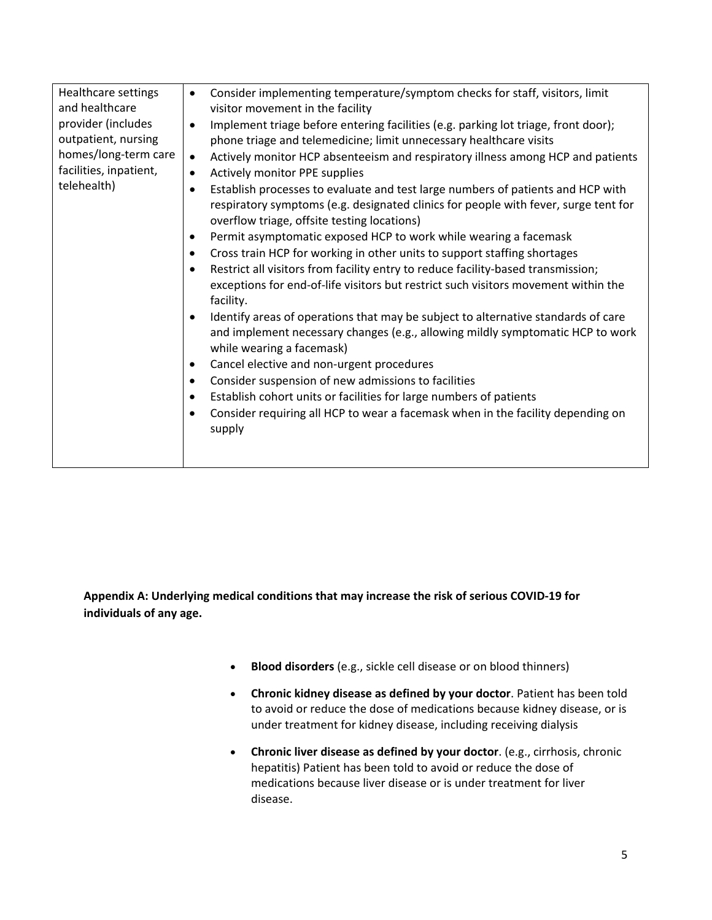| | |
|---|---|
| Healthcare settings and healthcare provider (includes outpatient, nursing homes/long-term care facilities, inpatient, telehealth) | • Consider implementing temperature/symptom checks for staff, visitors, limit visitor movement in the facility<br>• Implement triage before entering facilities (e.g. parking lot triage, front door); phone triage and telemedicine; limit unnecessary healthcare visits<br>• Actively monitor HCP absenteeism and respiratory illness among HCP and patients<br>• Actively monitor PPE supplies<br>• Establish processes to evaluate and test large numbers of patients and HCP with respiratory symptoms (e.g. designated clinics for people with fever, surge tent for overflow triage, offsite testing locations)<br>• Permit asymptomatic exposed HCP to work while wearing a facemask<br>• Cross train HCP for working in other units to support staffing shortages<br>• Restrict all visitors from facility entry to reduce facility-based transmission; exceptions for end-of-life visitors but restrict such visitors movement within the facility.<br>• Identify areas of operations that may be subject to alternative standards of care and implement necessary changes (e.g., allowing mildly symptomatic HCP to work while wearing a facemask)<br>• Cancel elective and non-urgent procedures<br>• Consider suspension of new admissions to facilities<br>• Establish cohort units or facilities for large numbers of patients<br>• Consider requiring all HCP to wear a facemask when in the facility depending on supply |

**Appendix A: Underlying medical conditions that may increase the risk of serious COVID-19 for individuals of any age.**

- **Blood disorders** (e.g., sickle cell disease or on blood thinners)
- **Chronic kidney disease as defined by your doctor**. Patient has been told to avoid or reduce the dose of medications because kidney disease, or is under treatment for kidney disease, including receiving dialysis
- **Chronic liver disease as defined by your doctor**. (e.g., cirrhosis, chronic hepatitis) Patient has been told to avoid or reduce the dose of medications because liver disease or is under treatment for liver disease.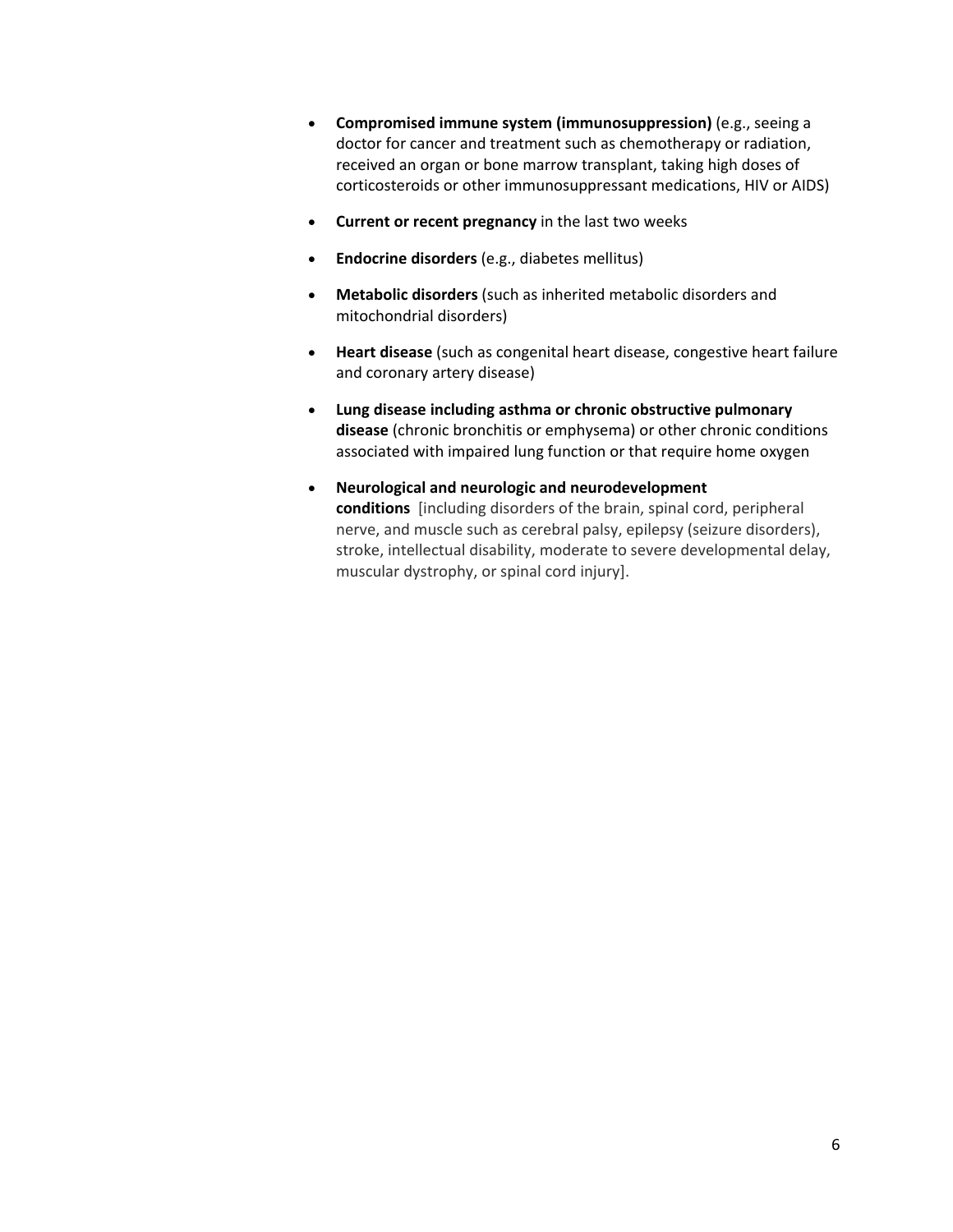- **Compromised immune system (immunosuppression)** (e.g., seeing a doctor for cancer and treatment such as chemotherapy or radiation, received an organ or bone marrow transplant, taking high doses of corticosteroids or other immunosuppressant medications, HIV or AIDS)
- **Current or recent pregnancy** in the last two weeks
- **Endocrine disorders** (e.g., diabetes mellitus)
- **Metabolic disorders** (such as inherited metabolic disorders and mitochondrial disorders)
- **Heart disease** (such as congenital heart disease, congestive heart failure and coronary artery disease)
- **Lung disease including asthma or chronic obstructive pulmonary disease** (chronic bronchitis or emphysema) or other chronic conditions associated with impaired lung function or that require home oxygen
- **Neurological and neurologic and neurodevelopment conditions** [including disorders of the brain, spinal cord, peripheral nerve, and muscle such as cerebral palsy, epilepsy (seizure disorders), stroke, intellectual disability, moderate to severe developmental delay, muscular dystrophy, or spinal cord injury].